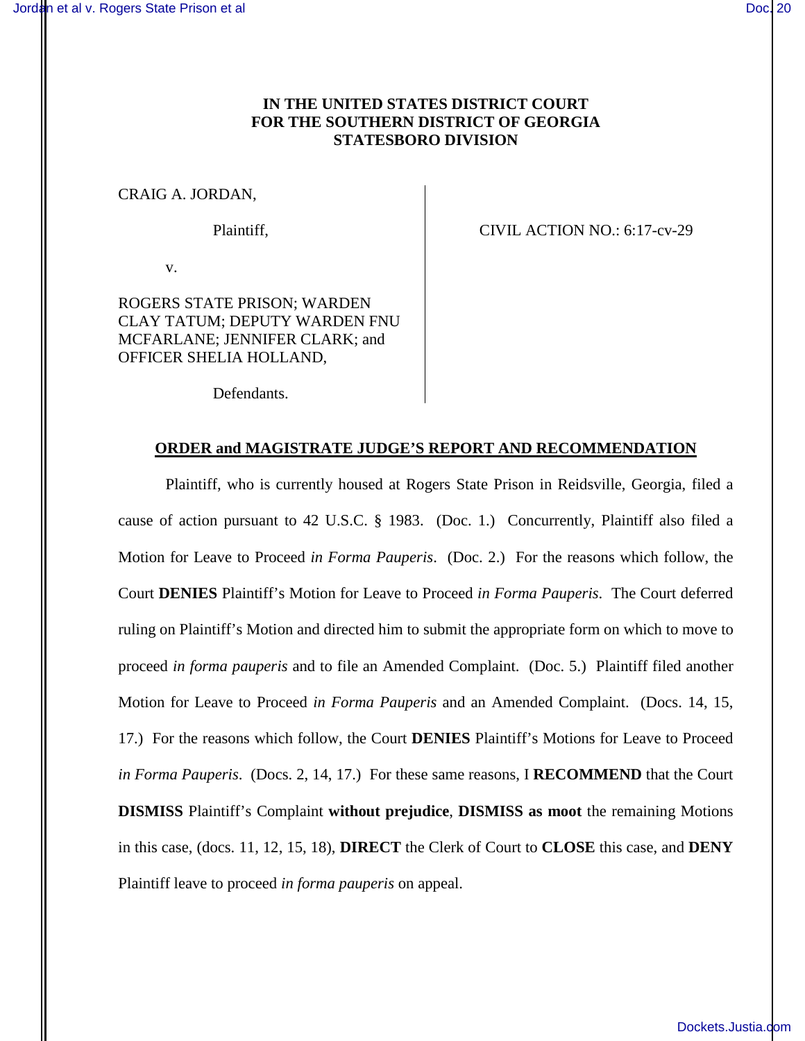# IN THE UNITED STATES DISTRICT COURT
# FOR THE SOUTHERN DISTRICT OF GEORGIA
# STATESBORO DIVISION

CRAIG A. JORDAN,

Plaintiff,

v.

ROGERS STATE PRISON; WARDEN CLAY TATUM; DEPUTY WARDEN FNU MCFARLANE; JENNIFER CLARK; and OFFICER SHELIA HOLLAND,

Defendants.

CIVIL ACTION NO.: 6:17-cv-29

## ORDER and MAGISTRATE JUDGE'S REPORT AND RECOMMENDATION

Plaintiff, who is currently housed at Rogers State Prison in Reidsville, Georgia, filed a cause of action pursuant to 42 U.S.C. § 1983. (Doc. 1.) Concurrently, Plaintiff also filed a Motion for Leave to Proceed *in Forma Pauperis*. (Doc. 2.) For the reasons which follow, the Court **DENIES** Plaintiff's Motion for Leave to Proceed *in Forma Pauperis*. The Court deferred ruling on Plaintiff's Motion and directed him to submit the appropriate form on which to move to proceed *in forma pauperis* and to file an Amended Complaint. (Doc. 5.) Plaintiff filed another Motion for Leave to Proceed *in Forma Pauperis* and an Amended Complaint. (Docs. 14, 15, 17.) For the reasons which follow, the Court **DENIES** Plaintiff's Motions for Leave to Proceed *in Forma Pauperis*. (Docs. 2, 14, 17.) For these same reasons, I **RECOMMEND** that the Court **DISMISS** Plaintiff's Complaint **without prejudice**, **DISMISS as moot** the remaining Motions in this case, (docs. 11, 12, 15, 18), **DIRECT** the Clerk of Court to **CLOSE** this case, and **DENY** Plaintiff leave to proceed *in forma pauperis* on appeal.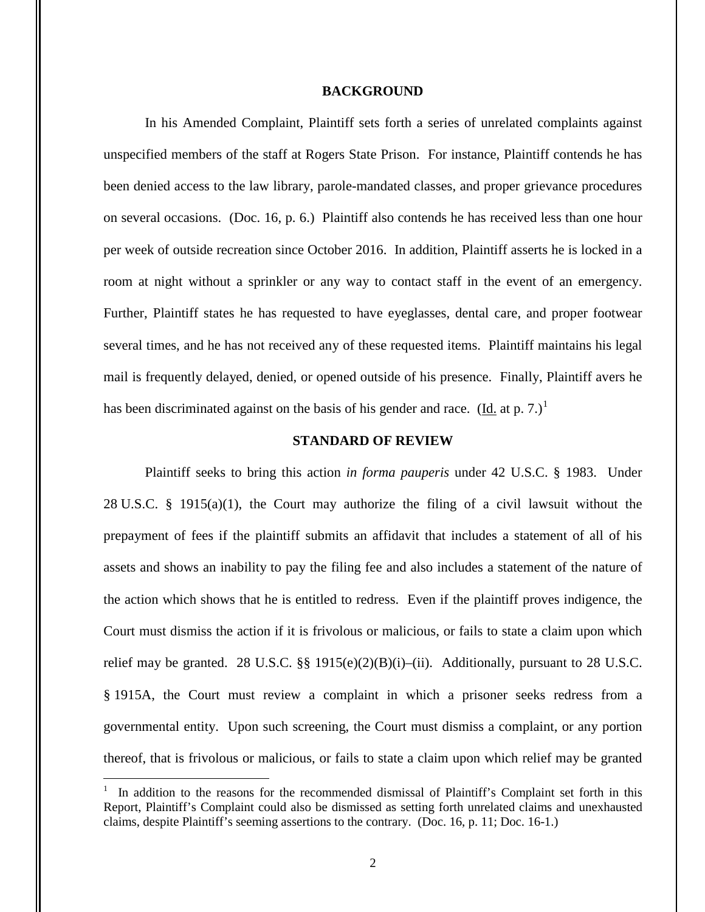## BACKGROUND

In his Amended Complaint, Plaintiff sets forth a series of unrelated complaints against unspecified members of the staff at Rogers State Prison. For instance, Plaintiff contends he has been denied access to the law library, parole-mandated classes, and proper grievance procedures on several occasions. (Doc. 16, p. 6.) Plaintiff also contends he has received less than one hour per week of outside recreation since October 2016. In addition, Plaintiff asserts he is locked in a room at night without a sprinkler or any way to contact staff in the event of an emergency. Further, Plaintiff states he has requested to have eyeglasses, dental care, and proper footwear several times, and he has not received any of these requested items. Plaintiff maintains his legal mail is frequently delayed, denied, or opened outside of his presence. Finally, Plaintiff avers he has been discriminated against on the basis of his gender and race. (Id. at p. 7.)[1]

## STANDARD OF REVIEW

Plaintiff seeks to bring this action *in forma pauperis* under 42 U.S.C. § 1983. Under 28 U.S.C. § 1915(a)(1), the Court may authorize the filing of a civil lawsuit without the prepayment of fees if the plaintiff submits an affidavit that includes a statement of all of his assets and shows an inability to pay the filing fee and also includes a statement of the nature of the action which shows that he is entitled to redress. Even if the plaintiff proves indigence, the Court must dismiss the action if it is frivolous or malicious, or fails to state a claim upon which relief may be granted. 28 U.S.C. §§ 1915(e)(2)(B)(i)–(ii). Additionally, pursuant to 28 U.S.C. § 1915A, the Court must review a complaint in which a prisoner seeks redress from a governmental entity. Upon such screening, the Court must dismiss a complaint, or any portion thereof, that is frivolous or malicious, or fails to state a claim upon which relief may be granted

---

[1] In addition to the reasons for the recommended dismissal of Plaintiff's Complaint set forth in this Report, Plaintiff's Complaint could also be dismissed as setting forth unrelated claims and unexhausted claims, despite Plaintiff's seeming assertions to the contrary. (Doc. 16, p. 11; Doc. 16-1.)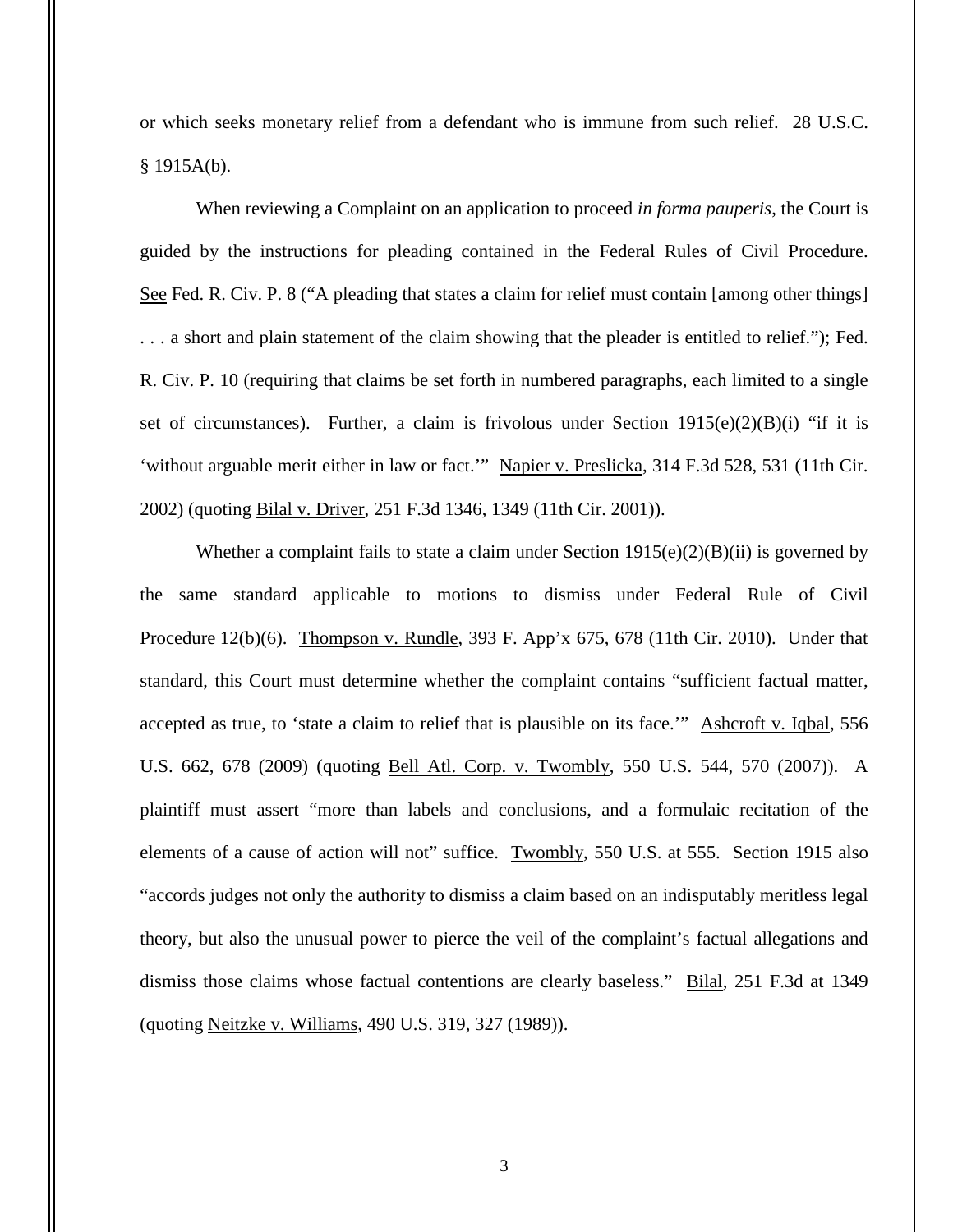or which seeks monetary relief from a defendant who is immune from such relief. 28 U.S.C. § 1915A(b).

When reviewing a Complaint on an application to proceed *in forma pauperis*, the Court is guided by the instructions for pleading contained in the Federal Rules of Civil Procedure. See Fed. R. Civ. P. 8 ("A pleading that states a claim for relief must contain [among other things] . . . a short and plain statement of the claim showing that the pleader is entitled to relief."); Fed. R. Civ. P. 10 (requiring that claims be set forth in numbered paragraphs, each limited to a single set of circumstances). Further, a claim is frivolous under Section 1915(e)(2)(B)(i) "if it is 'without arguable merit either in law or fact.'" Napier v. Preslicka, 314 F.3d 528, 531 (11th Cir. 2002) (quoting Bilal v. Driver, 251 F.3d 1346, 1349 (11th Cir. 2001)).

Whether a complaint fails to state a claim under Section 1915(e)(2)(B)(ii) is governed by the same standard applicable to motions to dismiss under Federal Rule of Civil Procedure 12(b)(6). Thompson v. Rundle, 393 F. App'x 675, 678 (11th Cir. 2010). Under that standard, this Court must determine whether the complaint contains "sufficient factual matter, accepted as true, to 'state a claim to relief that is plausible on its face.'" Ashcroft v. Iqbal, 556 U.S. 662, 678 (2009) (quoting Bell Atl. Corp. v. Twombly, 550 U.S. 544, 570 (2007)). A plaintiff must assert "more than labels and conclusions, and a formulaic recitation of the elements of a cause of action will not" suffice. Twombly, 550 U.S. at 555. Section 1915 also "accords judges not only the authority to dismiss a claim based on an indisputably meritless legal theory, but also the unusual power to pierce the veil of the complaint's factual allegations and dismiss those claims whose factual contentions are clearly baseless." Bilal, 251 F.3d at 1349 (quoting Neitzke v. Williams, 490 U.S. 319, 327 (1989)).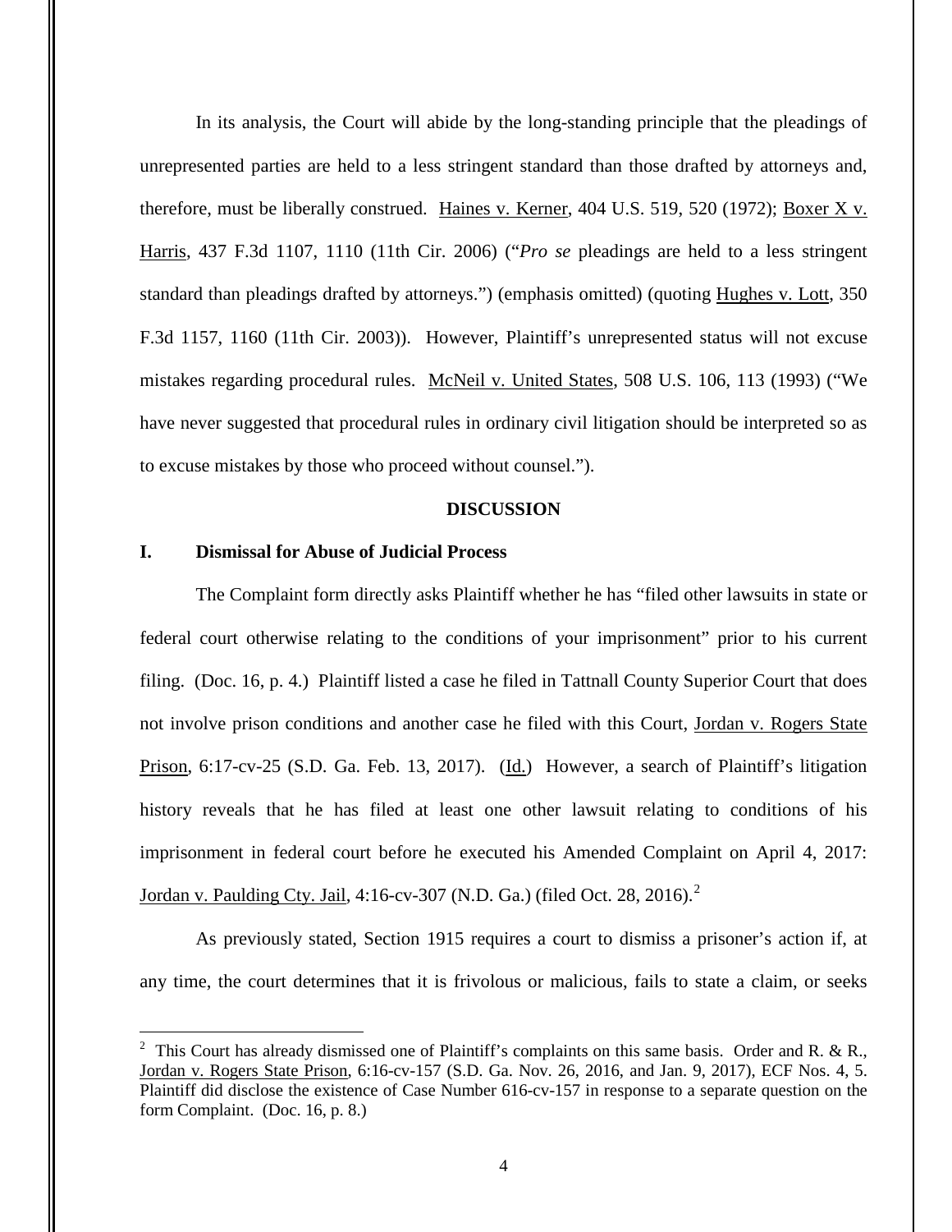In its analysis, the Court will abide by the long-standing principle that the pleadings of unrepresented parties are held to a less stringent standard than those drafted by attorneys and, therefore, must be liberally construed. Haines v. Kerner, 404 U.S. 519, 520 (1972); Boxer X v. Harris, 437 F.3d 1107, 1110 (11th Cir. 2006) ("*Pro se* pleadings are held to a less stringent standard than pleadings drafted by attorneys.") (emphasis omitted) (quoting Hughes v. Lott, 350 F.3d 1157, 1160 (11th Cir. 2003)). However, Plaintiff's unrepresented status will not excuse mistakes regarding procedural rules. McNeil v. United States, 508 U.S. 106, 113 (1993) ("We have never suggested that procedural rules in ordinary civil litigation should be interpreted so as to excuse mistakes by those who proceed without counsel.").

## DISCUSSION

### I. Dismissal for Abuse of Judicial Process

The Complaint form directly asks Plaintiff whether he has "filed other lawsuits in state or federal court otherwise relating to the conditions of your imprisonment" prior to his current filing. (Doc. 16, p. 4.) Plaintiff listed a case he filed in Tattnall County Superior Court that does not involve prison conditions and another case he filed with this Court, Jordan v. Rogers State Prison, 6:17-cv-25 (S.D. Ga. Feb. 13, 2017). (Id.) However, a search of Plaintiff's litigation history reveals that he has filed at least one other lawsuit relating to conditions of his imprisonment in federal court before he executed his Amended Complaint on April 4, 2017: Jordan v. Paulding Cty. Jail, 4:16-cv-307 (N.D. Ga.) (filed Oct. 28, 2016).[2]

As previously stated, Section 1915 requires a court to dismiss a prisoner's action if, at any time, the court determines that it is frivolous or malicious, fails to state a claim, or seeks

[2] This Court has already dismissed one of Plaintiff's complaints on this same basis. Order and R. & R., Jordan v. Rogers State Prison, 6:16-cv-157 (S.D. Ga. Nov. 26, 2016, and Jan. 9, 2017), ECF Nos. 4, 5. Plaintiff did disclose the existence of Case Number 616-cv-157 in response to a separate question on the form Complaint. (Doc. 16, p. 8.)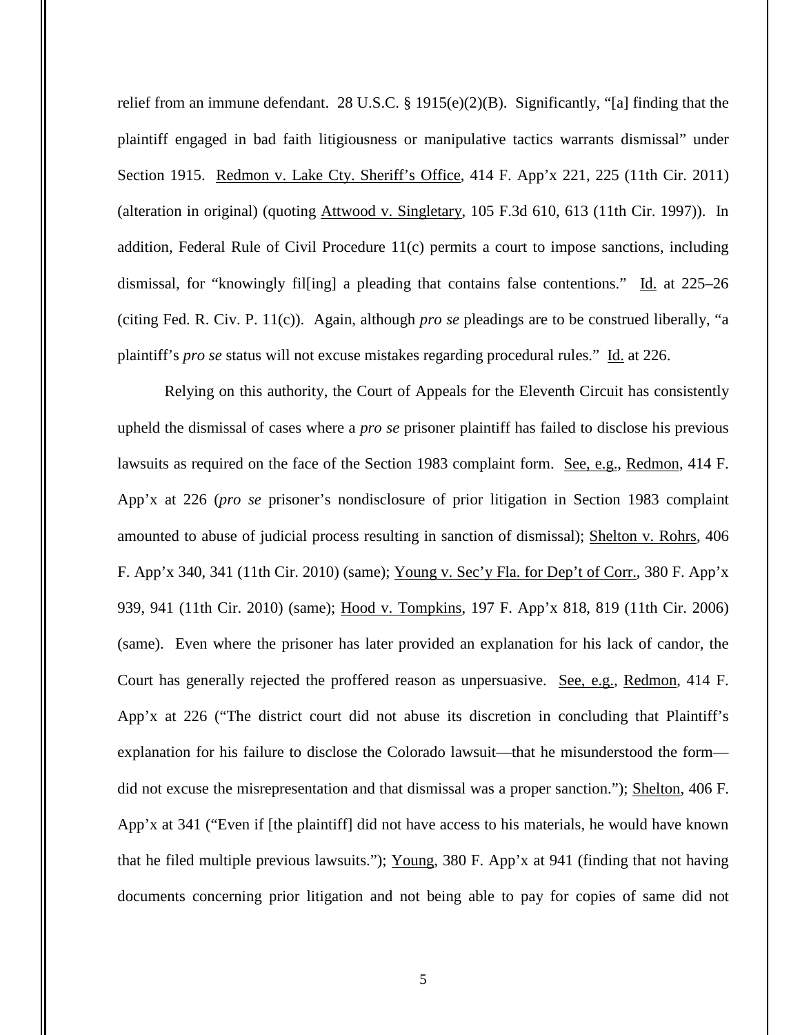relief from an immune defendant. 28 U.S.C. § 1915(e)(2)(B). Significantly, "[a] finding that the plaintiff engaged in bad faith litigiousness or manipulative tactics warrants dismissal" under Section 1915. Redmon v. Lake Cty. Sheriff's Office, 414 F. App'x 221, 225 (11th Cir. 2011) (alteration in original) (quoting Attwood v. Singletary, 105 F.3d 610, 613 (11th Cir. 1997)). In addition, Federal Rule of Civil Procedure 11(c) permits a court to impose sanctions, including dismissal, for "knowingly fil[ing] a pleading that contains false contentions." Id. at 225–26 (citing Fed. R. Civ. P. 11(c)). Again, although *pro se* pleadings are to be construed liberally, "a plaintiff's *pro se* status will not excuse mistakes regarding procedural rules." Id. at 226.

Relying on this authority, the Court of Appeals for the Eleventh Circuit has consistently upheld the dismissal of cases where a *pro se* prisoner plaintiff has failed to disclose his previous lawsuits as required on the face of the Section 1983 complaint form. See, e.g., Redmon, 414 F. App'x at 226 (*pro se* prisoner's nondisclosure of prior litigation in Section 1983 complaint amounted to abuse of judicial process resulting in sanction of dismissal); Shelton v. Rohrs, 406 F. App'x 340, 341 (11th Cir. 2010) (same); Young v. Sec'y Fla. for Dep't of Corr., 380 F. App'x 939, 941 (11th Cir. 2010) (same); Hood v. Tompkins, 197 F. App'x 818, 819 (11th Cir. 2006) (same). Even where the prisoner has later provided an explanation for his lack of candor, the Court has generally rejected the proffered reason as unpersuasive. See, e.g., Redmon, 414 F. App'x at 226 ("The district court did not abuse its discretion in concluding that Plaintiff's explanation for his failure to disclose the Colorado lawsuit—that he misunderstood the form—did not excuse the misrepresentation and that dismissal was a proper sanction."); Shelton, 406 F. App'x at 341 ("Even if [the plaintiff] did not have access to his materials, he would have known that he filed multiple previous lawsuits."); Young, 380 F. App'x at 941 (finding that not having documents concerning prior litigation and not being able to pay for copies of same did not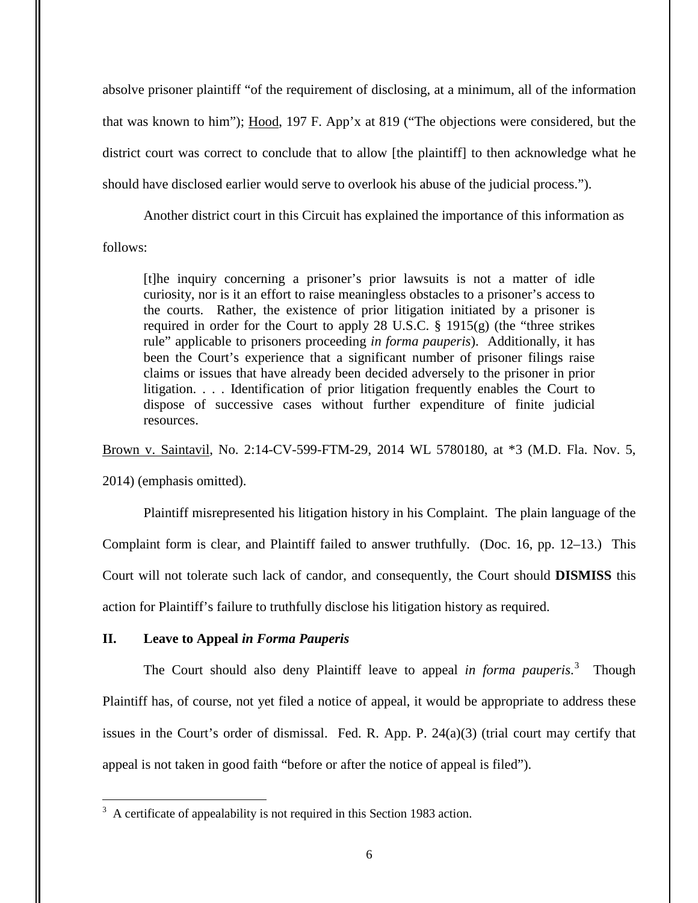absolve prisoner plaintiff "of the requirement of disclosing, at a minimum, all of the information that was known to him"); Hood, 197 F. App'x at 819 ("The objections were considered, but the district court was correct to conclude that to allow [the plaintiff] to then acknowledge what he should have disclosed earlier would serve to overlook his abuse of the judicial process.").

Another district court in this Circuit has explained the importance of this information as follows:

> [t]he inquiry concerning a prisoner's prior lawsuits is not a matter of idle curiosity, nor is it an effort to raise meaningless obstacles to a prisoner's access to the courts. Rather, the existence of prior litigation initiated by a prisoner is required in order for the Court to apply 28 U.S.C. § 1915(g) (the "three strikes rule" applicable to prisoners proceeding *in forma pauperis*). Additionally, it has been the Court's experience that a significant number of prisoner filings raise claims or issues that have already been decided adversely to the prisoner in prior litigation. . . . Identification of prior litigation frequently enables the Court to dispose of successive cases without further expenditure of finite judicial resources.

Brown v. Saintavil, No. 2:14-CV-599-FTM-29, 2014 WL 5780180, at *3 (M.D. Fla. Nov. 5, 2014) (emphasis omitted).

Plaintiff misrepresented his litigation history in his Complaint. The plain language of the Complaint form is clear, and Plaintiff failed to answer truthfully. (Doc. 16, pp. 12–13.) This Court will not tolerate such lack of candor, and consequently, the Court should **DISMISS** this action for Plaintiff's failure to truthfully disclose his litigation history as required.

## II. Leave to Appeal *in Forma Pauperis*

The Court should also deny Plaintiff leave to appeal *in forma pauperis*.[3] Though Plaintiff has, of course, not yet filed a notice of appeal, it would be appropriate to address these issues in the Court's order of dismissal. Fed. R. App. P. 24(a)(3) (trial court may certify that appeal is not taken in good faith "before or after the notice of appeal is filed").

[3] A certificate of appealability is not required in this Section 1983 action.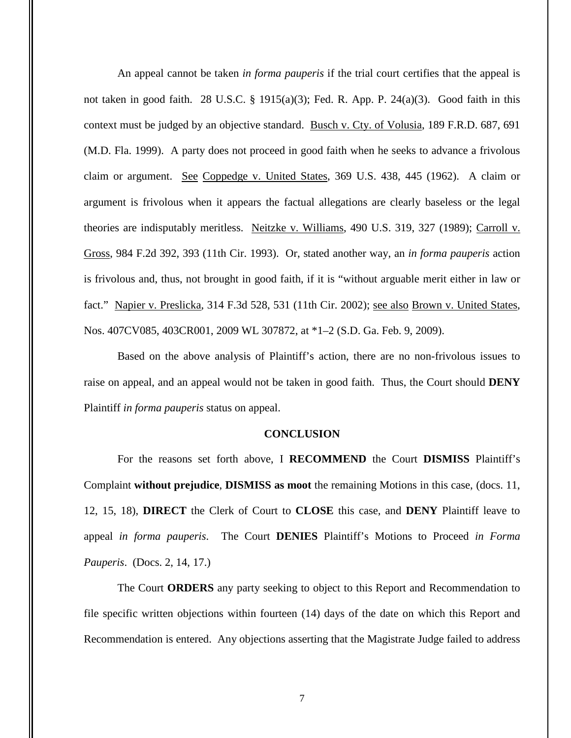An appeal cannot be taken *in forma pauperis* if the trial court certifies that the appeal is not taken in good faith. 28 U.S.C. § 1915(a)(3); Fed. R. App. P. 24(a)(3). Good faith in this context must be judged by an objective standard. Busch v. Cty. of Volusia, 189 F.R.D. 687, 691 (M.D. Fla. 1999). A party does not proceed in good faith when he seeks to advance a frivolous claim or argument. See Coppedge v. United States, 369 U.S. 438, 445 (1962). A claim or argument is frivolous when it appears the factual allegations are clearly baseless or the legal theories are indisputably meritless. Neitzke v. Williams, 490 U.S. 319, 327 (1989); Carroll v. Gross, 984 F.2d 392, 393 (11th Cir. 1993). Or, stated another way, an *in forma pauperis* action is frivolous and, thus, not brought in good faith, if it is "without arguable merit either in law or fact." Napier v. Preslicka, 314 F.3d 528, 531 (11th Cir. 2002); see also Brown v. United States, Nos. 407CV085, 403CR001, 2009 WL 307872, at *1–2 (S.D. Ga. Feb. 9, 2009).

Based on the above analysis of Plaintiff's action, there are no non-frivolous issues to raise on appeal, and an appeal would not be taken in good faith. Thus, the Court should **DENY** Plaintiff *in forma pauperis* status on appeal.

## CONCLUSION

For the reasons set forth above, I **RECOMMEND** the Court **DISMISS** Plaintiff's Complaint **without prejudice**, **DISMISS as moot** the remaining Motions in this case, (docs. 11, 12, 15, 18), **DIRECT** the Clerk of Court to **CLOSE** this case, and **DENY** Plaintiff leave to appeal *in forma pauperis*. The Court **DENIES** Plaintiff's Motions to Proceed *in Forma Pauperis*. (Docs. 2, 14, 17.)

The Court **ORDERS** any party seeking to object to this Report and Recommendation to file specific written objections within fourteen (14) days of the date on which this Report and Recommendation is entered. Any objections asserting that the Magistrate Judge failed to address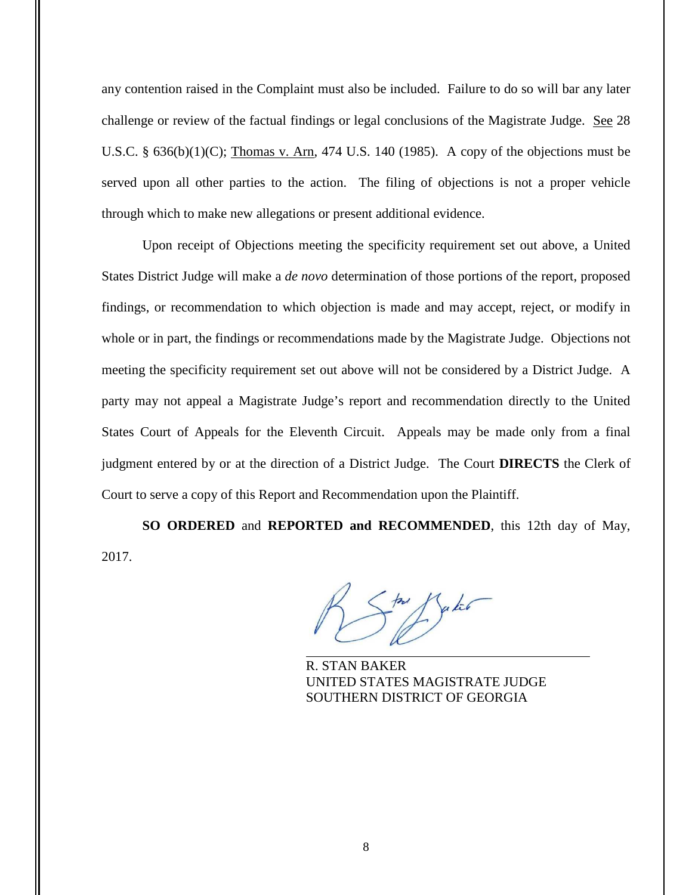any contention raised in the Complaint must also be included. Failure to do so will bar any later challenge or review of the factual findings or legal conclusions of the Magistrate Judge. See 28 U.S.C. § 636(b)(1)(C); Thomas v. Arn, 474 U.S. 140 (1985). A copy of the objections must be served upon all other parties to the action. The filing of objections is not a proper vehicle through which to make new allegations or present additional evidence.

Upon receipt of Objections meeting the specificity requirement set out above, a United States District Judge will make a *de novo* determination of those portions of the report, proposed findings, or recommendation to which objection is made and may accept, reject, or modify in whole or in part, the findings or recommendations made by the Magistrate Judge. Objections not meeting the specificity requirement set out above will not be considered by a District Judge. A party may not appeal a Magistrate Judge's report and recommendation directly to the United States Court of Appeals for the Eleventh Circuit. Appeals may be made only from a final judgment entered by or at the direction of a District Judge. The Court **DIRECTS** the Clerk of Court to serve a copy of this Report and Recommendation upon the Plaintiff.

**SO ORDERED** and **REPORTED and RECOMMENDED**, this 12th day of May, 2017.

R. STAN BAKER
UNITED STATES MAGISTRATE JUDGE
SOUTHERN DISTRICT OF GEORGIA